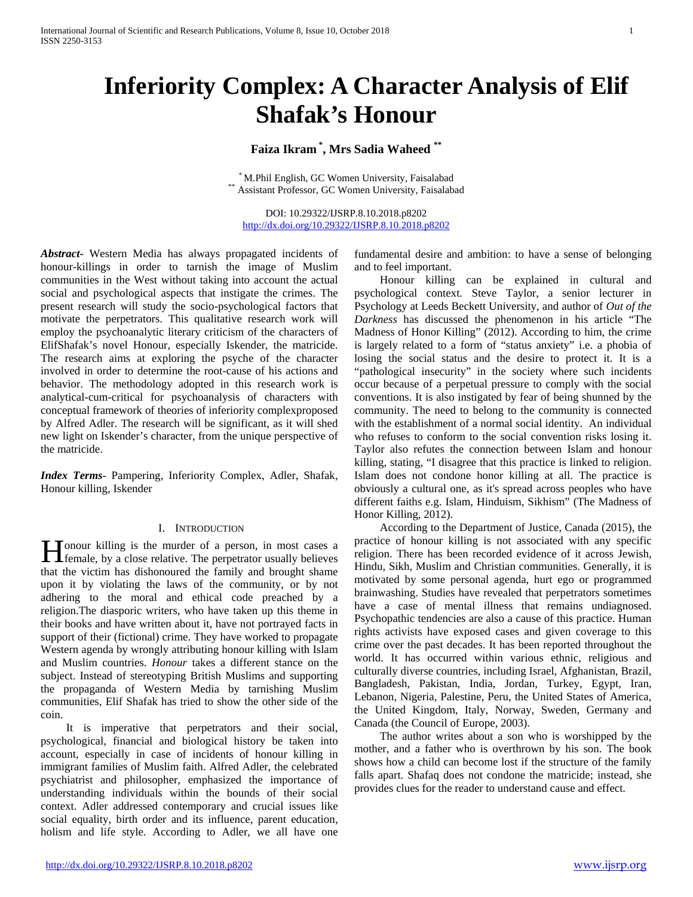# Inferiority Complex: A Character Analysis of Elif Shafak's Honour

**Faiza Ikram [*], Mrs Sadia Waheed [**]**

[*] M.Phil English, GC Women University, Faisalabad
[**] Assistant Professor, GC Women University, Faisalabad

DOI: 10.29322/IJSRP.8.10.2018.p8202
http://dx.doi.org/10.29322/IJSRP.8.10.2018.p8202

***Abstract***- Western Media has always propagated incidents of honour-killings in order to tarnish the image of Muslim communities in the West without taking into account the actual social and psychological aspects that instigate the crimes. The present research will study the socio-psychological factors that motivate the perpetrators. This qualitative research work will employ the psychoanalytic literary criticism of the characters of ElifShafak's novel Honour, especially Iskender, the matricide. The research aims at exploring the psyche of the character involved in order to determine the root-cause of his actions and behavior. The methodology adopted in this research work is analytical-cum-critical for psychoanalysis of characters with conceptual framework of theories of inferiority complexproposed by Alfred Adler. The research will be significant, as it will shed new light on Iskender's character, from the unique perspective of the matricide.

***Index Terms***- Pampering, Inferiority Complex, Adler, Shafak, Honour killing, Iskender

## I. Introduction

Honour killing is the murder of a person, in most cases a female, by a close relative. The perpetrator usually believes that the victim has dishonoured the family and brought shame upon it by violating the laws of the community, or by not adhering to the moral and ethical code preached by a religion.The diasporic writers, who have taken up this theme in their books and have written about it, have not portrayed facts in support of their (fictional) crime. They have worked to propagate Western agenda by wrongly attributing honour killing with Islam and Muslim countries. *Honour* takes a different stance on the subject. Instead of stereotyping British Muslims and supporting the propaganda of Western Media by tarnishing Muslim communities, Elif Shafak has tried to show the other side of the coin.

It is imperative that perpetrators and their social, psychological, financial and biological history be taken into account, especially in case of incidents of honour killing in immigrant families of Muslim faith. Alfred Adler, the celebrated psychiatrist and philosopher, emphasized the importance of understanding individuals within the bounds of their social context. Adler addressed contemporary and crucial issues like social equality, birth order and its influence, parent education, holism and life style. According to Adler, we all have one fundamental desire and ambition: to have a sense of belonging and to feel important.

Honour killing can be explained in cultural and psychological context. Steve Taylor, a senior lecturer in Psychology at Leeds Beckett University, and author of *Out of the Darkness* has discussed the phenomenon in his article "The Madness of Honor Killing" (2012). According to him, the crime is largely related to a form of "status anxiety" i.e. a phobia of losing the social status and the desire to protect it. It is a "pathological insecurity" in the society where such incidents occur because of a perpetual pressure to comply with the social conventions. It is also instigated by fear of being shunned by the community. The need to belong to the community is connected with the establishment of a normal social identity. An individual who refuses to conform to the social convention risks losing it. Taylor also refutes the connection between Islam and honour killing, stating, "I disagree that this practice is linked to religion. Islam does not condone honor killing at all. The practice is obviously a cultural one, as it's spread across peoples who have different faiths e.g. Islam, Hinduism, Sikhism" (The Madness of Honor Killing, 2012).

According to the Department of Justice, Canada (2015), the practice of honour killing is not associated with any specific religion. There has been recorded evidence of it across Jewish, Hindu, Sikh, Muslim and Christian communities. Generally, it is motivated by some personal agenda, hurt ego or programmed brainwashing. Studies have revealed that perpetrators sometimes have a case of mental illness that remains undiagnosed. Psychopathic tendencies are also a cause of this practice. Human rights activists have exposed cases and given coverage to this crime over the past decades. It has been reported throughout the world. It has occurred within various ethnic, religious and culturally diverse countries, including Israel, Afghanistan, Brazil, Bangladesh, Pakistan, India, Jordan, Turkey, Egypt, Iran, Lebanon, Nigeria, Palestine, Peru, the United States of America, the United Kingdom, Italy, Norway, Sweden, Germany and Canada (the Council of Europe, 2003).

The author writes about a son who is worshipped by the mother, and a father who is overthrown by his son. The book shows how a child can become lost if the structure of the family falls apart. Shafaq does not condone the matricide; instead, she provides clues for the reader to understand cause and effect.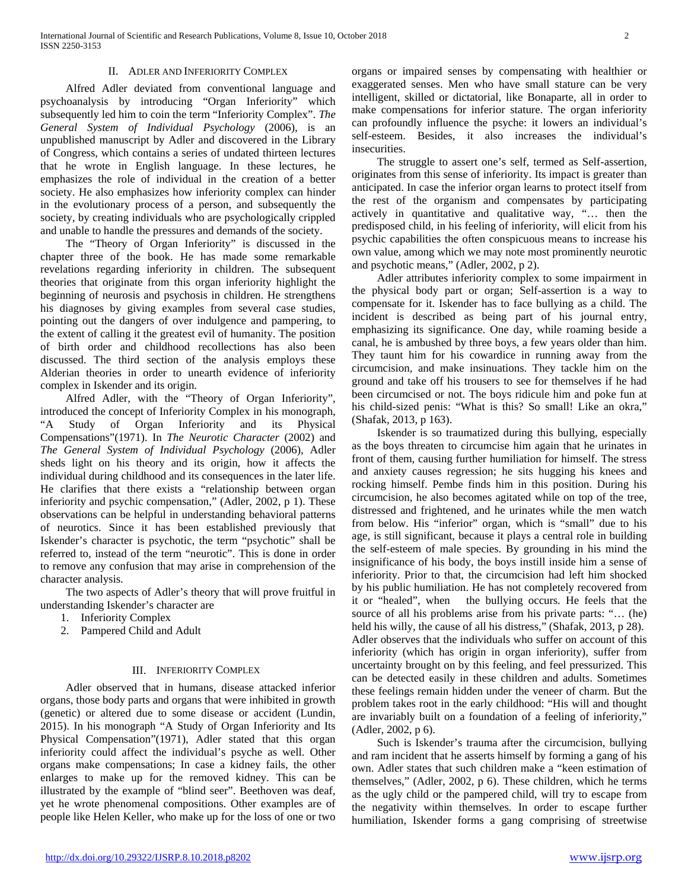## II. Adler and Inferiority Complex

Alfred Adler deviated from conventional language and psychoanalysis by introducing "Organ Inferiority" which subsequently led him to coin the term "Inferiority Complex". *The General System of Individual Psychology* (2006), is an unpublished manuscript by Adler and discovered in the Library of Congress, which contains a series of undated thirteen lectures that he wrote in English language. In these lectures, he emphasizes the role of individual in the creation of a better society. He also emphasizes how inferiority complex can hinder in the evolutionary process of a person, and subsequently the society, by creating individuals who are psychologically crippled and unable to handle the pressures and demands of the society.

The "Theory of Organ Inferiority" is discussed in the chapter three of the book. He has made some remarkable revelations regarding inferiority in children. The subsequent theories that originate from this organ inferiority highlight the beginning of neurosis and psychosis in children. He strengthens his diagnoses by giving examples from several case studies, pointing out the dangers of over indulgence and pampering, to the extent of calling it the greatest evil of humanity. The position of birth order and childhood recollections has also been discussed. The third section of the analysis employs these Alderian theories in order to unearth evidence of inferiority complex in Iskender and its origin.

Alfred Adler, with the "Theory of Organ Inferiority", introduced the concept of Inferiority Complex in his monograph, "A Study of Organ Inferiority and its Physical Compensations"(1971). In *The Neurotic Character* (2002) and *The General System of Individual Psychology* (2006), Adler sheds light on his theory and its origin, how it affects the individual during childhood and its consequences in the later life. He clarifies that there exists a "relationship between organ inferiority and psychic compensation," (Adler, 2002, p 1). These observations can be helpful in understanding behavioral patterns of neurotics. Since it has been established previously that Iskender's character is psychotic, the term "psychotic" shall be referred to, instead of the term "neurotic". This is done in order to remove any confusion that may arise in comprehension of the character analysis.

The two aspects of Adler's theory that will prove fruitful in understanding Iskender's character are

1. Inferiority Complex
2. Pampered Child and Adult

## III. Inferiority Complex

Adler observed that in humans, disease attacked inferior organs, those body parts and organs that were inhibited in growth (genetic) or altered due to some disease or accident (Lundin, 2015). In his monograph "A Study of Organ Inferiority and Its Physical Compensation"(1971), Adler stated that this organ inferiority could affect the individual's psyche as well. Other organs make compensations; In case a kidney fails, the other enlarges to make up for the removed kidney. This can be illustrated by the example of "blind seer". Beethoven was deaf, yet he wrote phenomenal compositions. Other examples are of people like Helen Keller, who make up for the loss of one or two organs or impaired senses by compensating with healthier or exaggerated senses. Men who have small stature can be very intelligent, skilled or dictatorial, like Bonaparte, all in order to make compensations for inferior stature. The organ inferiority can profoundly influence the psyche: it lowers an individual's self-esteem. Besides, it also increases the individual's insecurities.

The struggle to assert one's self, termed as Self-assertion, originates from this sense of inferiority. Its impact is greater than anticipated. In case the inferior organ learns to protect itself from the rest of the organism and compensates by participating actively in quantitative and qualitative way, "… then the predisposed child, in his feeling of inferiority, will elicit from his psychic capabilities the often conspicuous means to increase his own value, among which we may note most prominently neurotic and psychotic means," (Adler, 2002, p 2).

Adler attributes inferiority complex to some impairment in the physical body part or organ; Self-assertion is a way to compensate for it. Iskender has to face bullying as a child. The incident is described as being part of his journal entry, emphasizing its significance. One day, while roaming beside a canal, he is ambushed by three boys, a few years older than him. They taunt him for his cowardice in running away from the circumcision, and make insinuations. They tackle him on the ground and take off his trousers to see for themselves if he had been circumcised or not. The boys ridicule him and poke fun at his child-sized penis: "What is this? So small! Like an okra," (Shafak, 2013, p 163).

Iskender is so traumatized during this bullying, especially as the boys threaten to circumcise him again that he urinates in front of them, causing further humiliation for himself. The stress and anxiety causes regression; he sits hugging his knees and rocking himself. Pembe finds him in this position. During his circumcision, he also becomes agitated while on top of the tree, distressed and frightened, and he urinates while the men watch from below. His "inferior" organ, which is "small" due to his age, is still significant, because it plays a central role in building the self-esteem of male species. By grounding in his mind the insignificance of his body, the boys instill inside him a sense of inferiority. Prior to that, the circumcision had left him shocked by his public humiliation. He has not completely recovered from it or "healed", when the bullying occurs. He feels that the source of all his problems arise from his private parts: "… (he) held his willy, the cause of all his distress," (Shafak, 2013, p 28). Adler observes that the individuals who suffer on account of this inferiority (which has origin in organ inferiority), suffer from uncertainty brought on by this feeling, and feel pressurized. This can be detected easily in these children and adults. Sometimes these feelings remain hidden under the veneer of charm. But the problem takes root in the early childhood: "His will and thought are invariably built on a foundation of a feeling of inferiority," (Adler, 2002, p 6).

Such is Iskender's trauma after the circumcision, bullying and ram incident that he asserts himself by forming a gang of his own. Adler states that such children make a "keen estimation of themselves," (Adler, 2002, p 6). These children, which he terms as the ugly child or the pampered child, will try to escape from the negativity within themselves. In order to escape further humiliation, Iskender forms a gang comprising of streetwise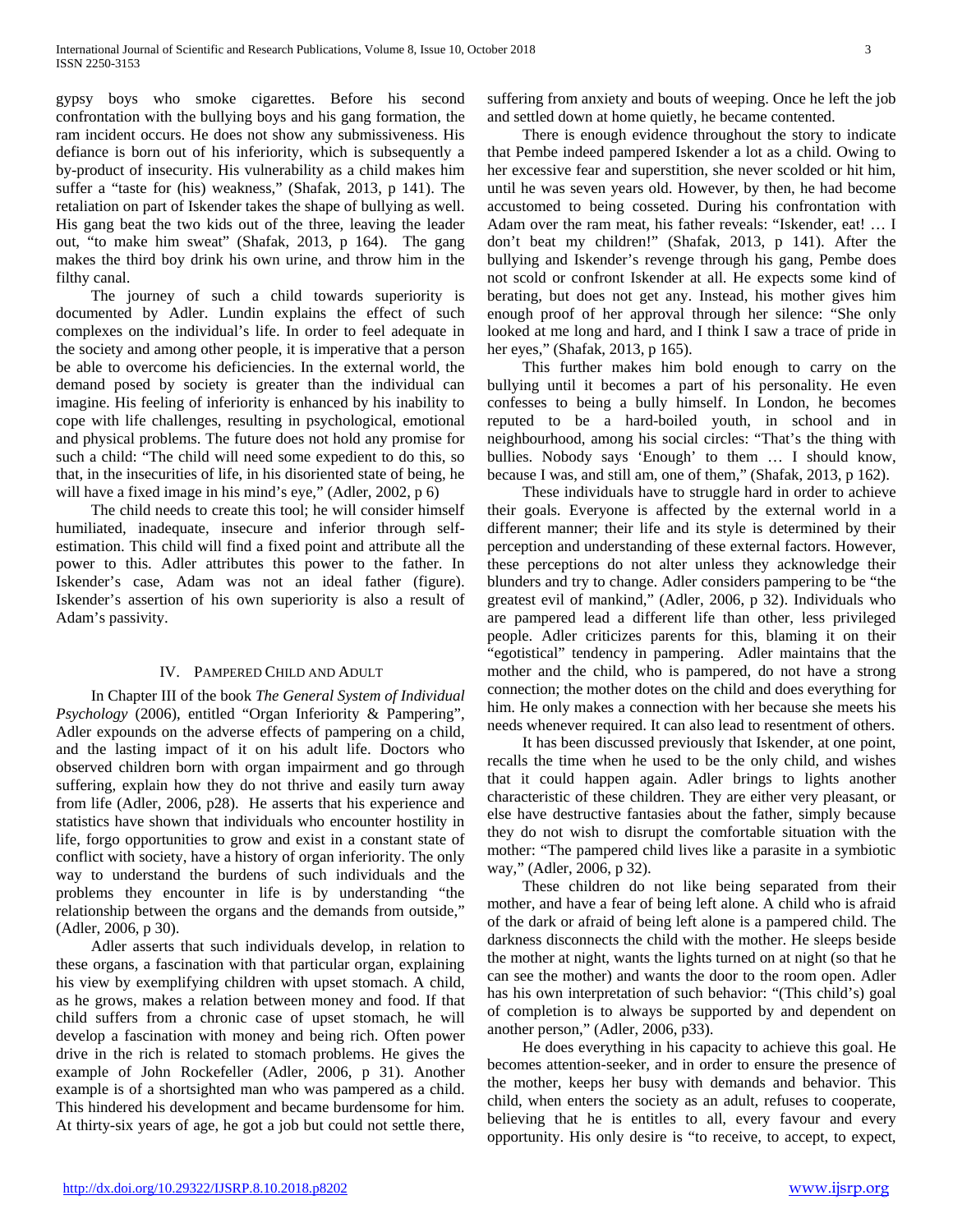gypsy boys who smoke cigarettes. Before his second confrontation with the bullying boys and his gang formation, the ram incident occurs. He does not show any submissiveness. His defiance is born out of his inferiority, which is subsequently a by-product of insecurity. His vulnerability as a child makes him suffer a "taste for (his) weakness," (Shafak, 2013, p 141). The retaliation on part of Iskender takes the shape of bullying as well. His gang beat the two kids out of the three, leaving the leader out, "to make him sweat" (Shafak, 2013, p 164). The gang makes the third boy drink his own urine, and throw him in the filthy canal.

The journey of such a child towards superiority is documented by Adler. Lundin explains the effect of such complexes on the individual's life. In order to feel adequate in the society and among other people, it is imperative that a person be able to overcome his deficiencies. In the external world, the demand posed by society is greater than the individual can imagine. His feeling of inferiority is enhanced by his inability to cope with life challenges, resulting in psychological, emotional and physical problems. The future does not hold any promise for such a child: "The child will need some expedient to do this, so that, in the insecurities of life, in his disoriented state of being, he will have a fixed image in his mind's eye," (Adler, 2002, p 6)

The child needs to create this tool; he will consider himself humiliated, inadequate, insecure and inferior through self-estimation. This child will find a fixed point and attribute all the power to this. Adler attributes this power to the father. In Iskender's case, Adam was not an ideal father (figure). Iskender's assertion of his own superiority is also a result of Adam's passivity.

## IV. Pampered Child and Adult

In Chapter III of the book *The General System of Individual Psychology* (2006), entitled "Organ Inferiority & Pampering", Adler expounds on the adverse effects of pampering on a child, and the lasting impact of it on his adult life. Doctors who observed children born with organ impairment and go through suffering, explain how they do not thrive and easily turn away from life (Adler, 2006, p28). He asserts that his experience and statistics have shown that individuals who encounter hostility in life, forgo opportunities to grow and exist in a constant state of conflict with society, have a history of organ inferiority. The only way to understand the burdens of such individuals and the problems they encounter in life is by understanding "the relationship between the organs and the demands from outside," (Adler, 2006, p 30).

Adler asserts that such individuals develop, in relation to these organs, a fascination with that particular organ, explaining his view by exemplifying children with upset stomach. A child, as he grows, makes a relation between money and food. If that child suffers from a chronic case of upset stomach, he will develop a fascination with money and being rich. Often power drive in the rich is related to stomach problems. He gives the example of John Rockefeller (Adler, 2006, p 31). Another example is of a shortsighted man who was pampered as a child. This hindered his development and became burdensome for him. At thirty-six years of age, he got a job but could not settle there, suffering from anxiety and bouts of weeping. Once he left the job and settled down at home quietly, he became contented.

There is enough evidence throughout the story to indicate that Pembe indeed pampered Iskender a lot as a child. Owing to her excessive fear and superstition, she never scolded or hit him, until he was seven years old. However, by then, he had become accustomed to being cosseted. During his confrontation with Adam over the ram meat, his father reveals: "Iskender, eat! … I don't beat my children!" (Shafak, 2013, p 141). After the bullying and Iskender's revenge through his gang, Pembe does not scold or confront Iskender at all. He expects some kind of berating, but does not get any. Instead, his mother gives him enough proof of her approval through her silence: "She only looked at me long and hard, and I think I saw a trace of pride in her eyes," (Shafak, 2013, p 165).

This further makes him bold enough to carry on the bullying until it becomes a part of his personality. He even confesses to being a bully himself. In London, he becomes reputed to be a hard-boiled youth, in school and in neighbourhood, among his social circles: "That's the thing with bullies. Nobody says 'Enough' to them … I should know, because I was, and still am, one of them," (Shafak, 2013, p 162).

These individuals have to struggle hard in order to achieve their goals. Everyone is affected by the external world in a different manner; their life and its style is determined by their perception and understanding of these external factors. However, these perceptions do not alter unless they acknowledge their blunders and try to change. Adler considers pampering to be "the greatest evil of mankind," (Adler, 2006, p 32). Individuals who are pampered lead a different life than other, less privileged people. Adler criticizes parents for this, blaming it on their "egotistical" tendency in pampering. Adler maintains that the mother and the child, who is pampered, do not have a strong connection; the mother dotes on the child and does everything for him. He only makes a connection with her because she meets his needs whenever required. It can also lead to resentment of others.

It has been discussed previously that Iskender, at one point, recalls the time when he used to be the only child, and wishes that it could happen again. Adler brings to lights another characteristic of these children. They are either very pleasant, or else have destructive fantasies about the father, simply because they do not wish to disrupt the comfortable situation with the mother: "The pampered child lives like a parasite in a symbiotic way," (Adler, 2006, p 32).

These children do not like being separated from their mother, and have a fear of being left alone. A child who is afraid of the dark or afraid of being left alone is a pampered child. The darkness disconnects the child with the mother. He sleeps beside the mother at night, wants the lights turned on at night (so that he can see the mother) and wants the door to the room open. Adler has his own interpretation of such behavior: "(This child's) goal of completion is to always be supported by and dependent on another person," (Adler, 2006, p33).

He does everything in his capacity to achieve this goal. He becomes attention-seeker, and in order to ensure the presence of the mother, keeps her busy with demands and behavior. This child, when enters the society as an adult, refuses to cooperate, believing that he is entitles to all, every favour and every opportunity. His only desire is "to receive, to accept, to expect,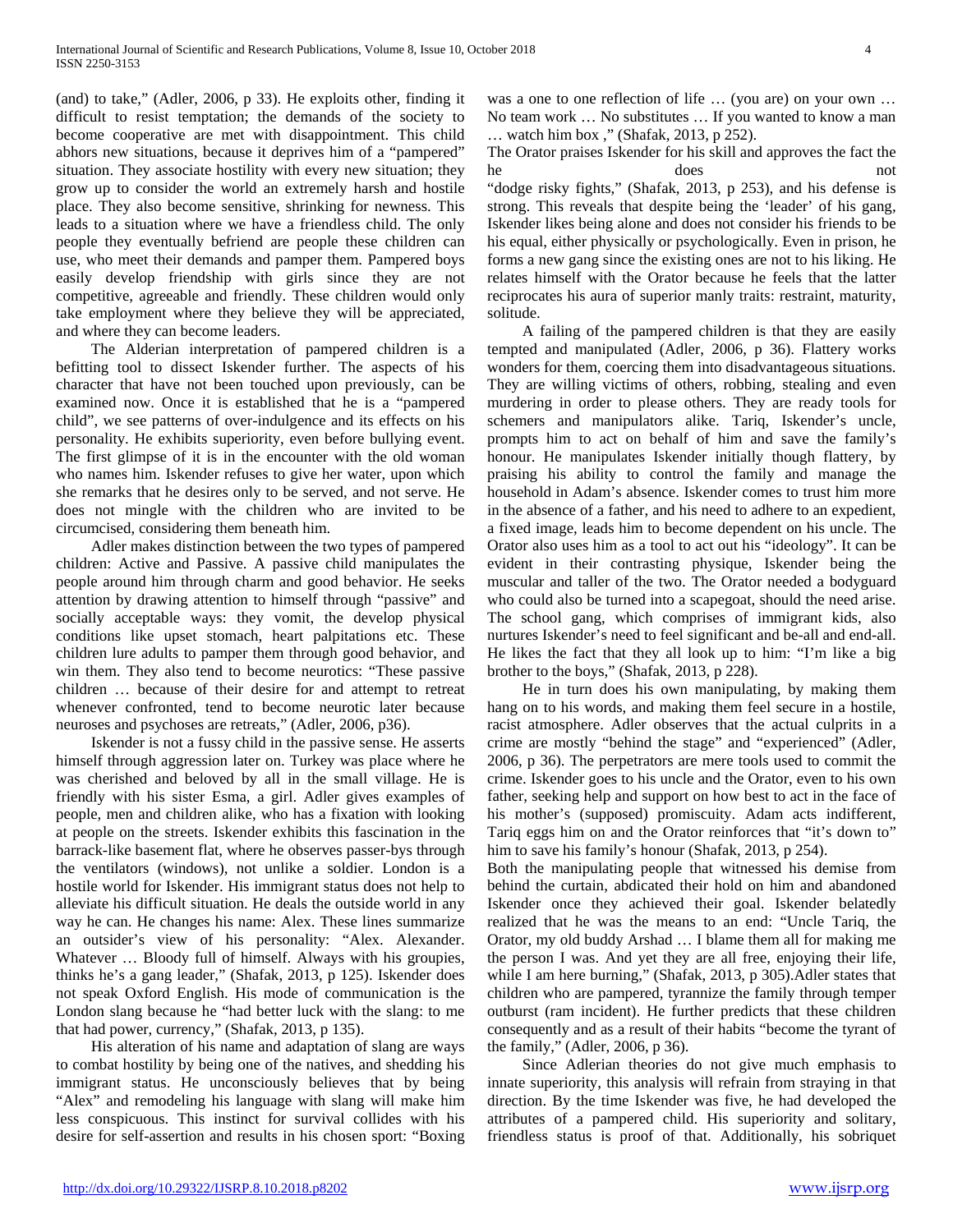(and) to take," (Adler, 2006, p 33). He exploits other, finding it difficult to resist temptation; the demands of the society to become cooperative are met with disappointment. This child abhors new situations, because it deprives him of a "pampered" situation. They associate hostility with every new situation; they grow up to consider the world an extremely harsh and hostile place. They also become sensitive, shrinking for newness. This leads to a situation where we have a friendless child. The only people they eventually befriend are people these children can use, who meet their demands and pamper them. Pampered boys easily develop friendship with girls since they are not competitive, agreeable and friendly. These children would only take employment where they believe they will be appreciated, and where they can become leaders.

The Alderian interpretation of pampered children is a befitting tool to dissect Iskender further. The aspects of his character that have not been touched upon previously, can be examined now. Once it is established that he is a "pampered child", we see patterns of over-indulgence and its effects on his personality. He exhibits superiority, even before bullying event. The first glimpse of it is in the encounter with the old woman who names him. Iskender refuses to give her water, upon which she remarks that he desires only to be served, and not serve. He does not mingle with the children who are invited to be circumcised, considering them beneath him.

Adler makes distinction between the two types of pampered children: Active and Passive. A passive child manipulates the people around him through charm and good behavior. He seeks attention by drawing attention to himself through "passive" and socially acceptable ways: they vomit, the develop physical conditions like upset stomach, heart palpitations etc. These children lure adults to pamper them through good behavior, and win them. They also tend to become neurotics: "These passive children … because of their desire for and attempt to retreat whenever confronted, tend to become neurotic later because neuroses and psychoses are retreats," (Adler, 2006, p36).

Iskender is not a fussy child in the passive sense. He asserts himself through aggression later on. Turkey was place where he was cherished and beloved by all in the small village. He is friendly with his sister Esma, a girl. Adler gives examples of people, men and children alike, who has a fixation with looking at people on the streets. Iskender exhibits this fascination in the barrack-like basement flat, where he observes passer-bys through the ventilators (windows), not unlike a soldier. London is a hostile world for Iskender. His immigrant status does not help to alleviate his difficult situation. He deals the outside world in any way he can. He changes his name: Alex. These lines summarize an outsider's view of his personality: "Alex. Alexander. Whatever … Bloody full of himself. Always with his groupies, thinks he's a gang leader," (Shafak, 2013, p 125). Iskender does not speak Oxford English. His mode of communication is the London slang because he "had better luck with the slang: to me that had power, currency," (Shafak, 2013, p 135).

His alteration of his name and adaptation of slang are ways to combat hostility by being one of the natives, and shedding his immigrant status. He unconsciously believes that by being "Alex" and remodeling his language with slang will make him less conspicuous. This instinct for survival collides with his desire for self-assertion and results in his chosen sport: "Boxing was a one to one reflection of life … (you are) on your own … No team work … No substitutes … If you wanted to know a man … watch him box ," (Shafak, 2013, p 252).

The Orator praises Iskender for his skill and approves the fact the he does not "dodge risky fights," (Shafak, 2013, p 253), and his defense is strong. This reveals that despite being the 'leader' of his gang, Iskender likes being alone and does not consider his friends to be his equal, either physically or psychologically. Even in prison, he forms a new gang since the existing ones are not to his liking. He relates himself with the Orator because he feels that the latter reciprocates his aura of superior manly traits: restraint, maturity, solitude.

A failing of the pampered children is that they are easily tempted and manipulated (Adler, 2006, p 36). Flattery works wonders for them, coercing them into disadvantageous situations. They are willing victims of others, robbing, stealing and even murdering in order to please others. They are ready tools for schemers and manipulators alike. Tariq, Iskender's uncle, prompts him to act on behalf of him and save the family's honour. He manipulates Iskender initially though flattery, by praising his ability to control the family and manage the household in Adam's absence. Iskender comes to trust him more in the absence of a father, and his need to adhere to an expedient, a fixed image, leads him to become dependent on his uncle. The Orator also uses him as a tool to act out his "ideology". It can be evident in their contrasting physique, Iskender being the muscular and taller of the two. The Orator needed a bodyguard who could also be turned into a scapegoat, should the need arise. The school gang, which comprises of immigrant kids, also nurtures Iskender's need to feel significant and be-all and end-all. He likes the fact that they all look up to him: "I'm like a big brother to the boys," (Shafak, 2013, p 228).

He in turn does his own manipulating, by making them hang on to his words, and making them feel secure in a hostile, racist atmosphere. Adler observes that the actual culprits in a crime are mostly "behind the stage" and "experienced" (Adler, 2006, p 36). The perpetrators are mere tools used to commit the crime. Iskender goes to his uncle and the Orator, even to his own father, seeking help and support on how best to act in the face of his mother's (supposed) promiscuity. Adam acts indifferent, Tariq eggs him on and the Orator reinforces that "it's down to" him to save his family's honour (Shafak, 2013, p 254).

Both the manipulating people that witnessed his demise from behind the curtain, abdicated their hold on him and abandoned Iskender once they achieved their goal. Iskender belatedly realized that he was the means to an end: "Uncle Tariq, the Orator, my old buddy Arshad … I blame them all for making me the person I was. And yet they are all free, enjoying their life, while I am here burning," (Shafak, 2013, p 305).Adler states that children who are pampered, tyrannize the family through temper outburst (ram incident). He further predicts that these children consequently and as a result of their habits "become the tyrant of the family," (Adler, 2006, p 36).

Since Adlerian theories do not give much emphasis to innate superiority, this analysis will refrain from straying in that direction. By the time Iskender was five, he had developed the attributes of a pampered child. His superiority and solitary, friendless status is proof of that. Additionally, his sobriquet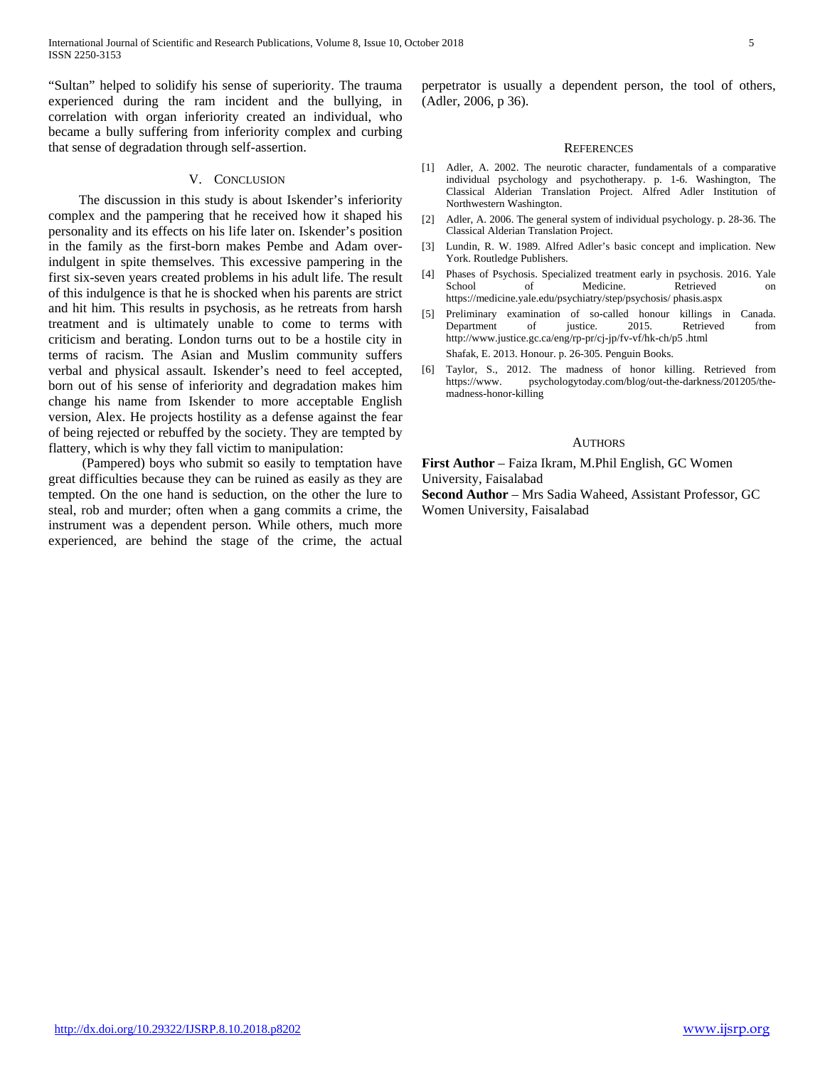"Sultan" helped to solidify his sense of superiority. The trauma experienced during the ram incident and the bullying, in correlation with organ inferiority created an individual, who became a bully suffering from inferiority complex and curbing that sense of degradation through self-assertion.

## V. Conclusion

The discussion in this study is about Iskender's inferiority complex and the pampering that he received how it shaped his personality and its effects on his life later on. Iskender's position in the family as the first-born makes Pembe and Adam over-indulgent in spite themselves. This excessive pampering in the first six-seven years created problems in his adult life. The result of this indulgence is that he is shocked when his parents are strict and hit him. This results in psychosis, as he retreats from harsh treatment and is ultimately unable to come to terms with criticism and berating. London turns out to be a hostile city in terms of racism. The Asian and Muslim community suffers verbal and physical assault. Iskender's need to feel accepted, born out of his sense of inferiority and degradation makes him change his name from Iskender to more acceptable English version, Alex. He projects hostility as a defense against the fear of being rejected or rebuffed by the society. They are tempted by flattery, which is why they fall victim to manipulation:

(Pampered) boys who submit so easily to temptation have great difficulties because they can be ruined as easily as they are tempted. On the one hand is seduction, on the other the lure to steal, rob and murder; often when a gang commits a crime, the instrument was a dependent person. While others, much more experienced, are behind the stage of the crime, the actual perpetrator is usually a dependent person, the tool of others, (Adler, 2006, p 36).

## References

[1] Adler, A. 2002. The neurotic character, fundamentals of a comparative individual psychology and psychotherapy. p. 1-6. Washington, The Classical Alderian Translation Project. Alfred Adler Institution of Northwestern Washington.

[2] Adler, A. 2006. The general system of individual psychology. p. 28-36. The Classical Alderian Translation Project.

[3] Lundin, R. W. 1989. Alfred Adler's basic concept and implication. New York. Routledge Publishers.

[4] Phases of Psychosis. Specialized treatment early in psychosis. 2016. Yale School of Medicine. Retrieved on https://medicine.yale.edu/psychiatry/step/psychosis/ phasis.aspx

[5] Preliminary examination of so-called honour killings in Canada. Department of justice. 2015. Retrieved from http://www.justice.gc.ca/eng/rp-pr/cj-jp/fv-vf/hk-ch/p5 .html

Shafak, E. 2013. Honour. p. 26-305. Penguin Books.

[6] Taylor, S., 2012. The madness of honor killing. Retrieved from https://www. psychologytoday.com/blog/out-the-darkness/201205/the-madness-honor-killing

## Authors

**First Author** – Faiza Ikram, M.Phil English, GC Women University, Faisalabad

**Second Author** – Mrs Sadia Waheed, Assistant Professor, GC Women University, Faisalabad